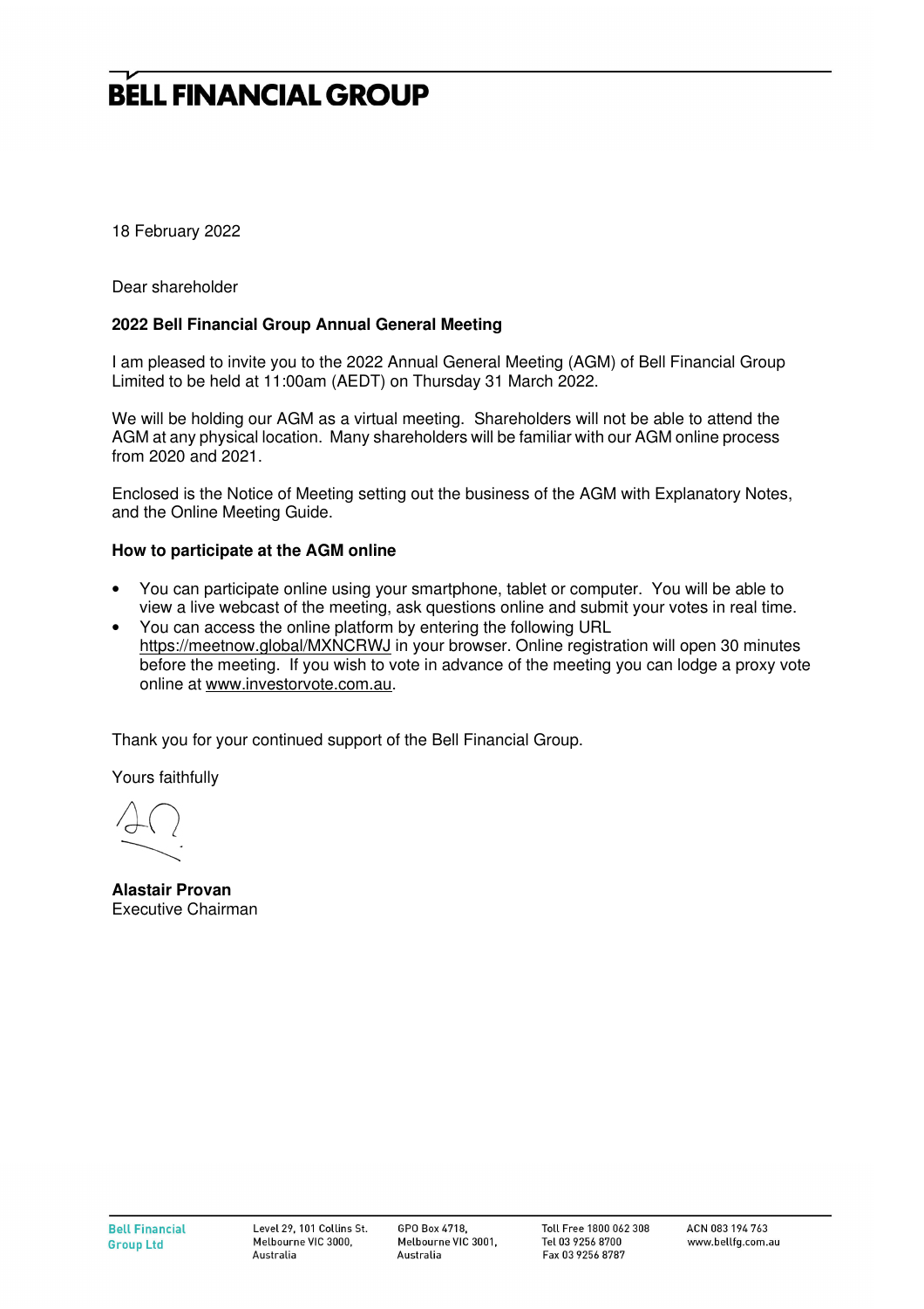# BELL FINANCIAL GROUP

18 February 2022

Dear shareholder

**2022 Bell Financial Group Annual General Meeting**

I am pleased to invite you to the 2022 Annual General Meeting (AGM) of Bell Financial Group Limited to be held at 11:00am (AEDT) on Thursday 31 March 2022.

We will be holding our AGM as a virtual meeting. Shareholders will not be able to attend the AGM at any physical location. Many shareholders will be familiar with our AGM online process from 2020 and 2021.

Enclosed is the Notice of Meeting setting out the business of the AGM with Explanatory Notes, and the Online Meeting Guide.

**How to participate at the AGM online**

- You can participate online using your smartphone, tablet or computer. You will be able to view a live webcast of the meeting, ask questions online and submit your votes in real time.
- You can access the online platform by entering the following URL https://meetnow.global/MXNCRWJ in your browser. Online registration will open 30 minutes before the meeting. If you wish to vote in advance of the meeting you can lodge a proxy vote online at www.investorvote.com.au.

Thank you for your continued support of the Bell Financial Group.

Yours faithfully

**Alastair Provan**
Executive Chairman

Bell Financial Group Ltd | Level 29, 101 Collins St. Melbourne VIC 3000, Australia | GPO Box 4718, Melbourne VIC 3001, Australia | Toll Free 1800 062 308 Tel 03 9256 8700 Fax 03 9256 8787 | ACN 083 194 763 www.bellfg.com.au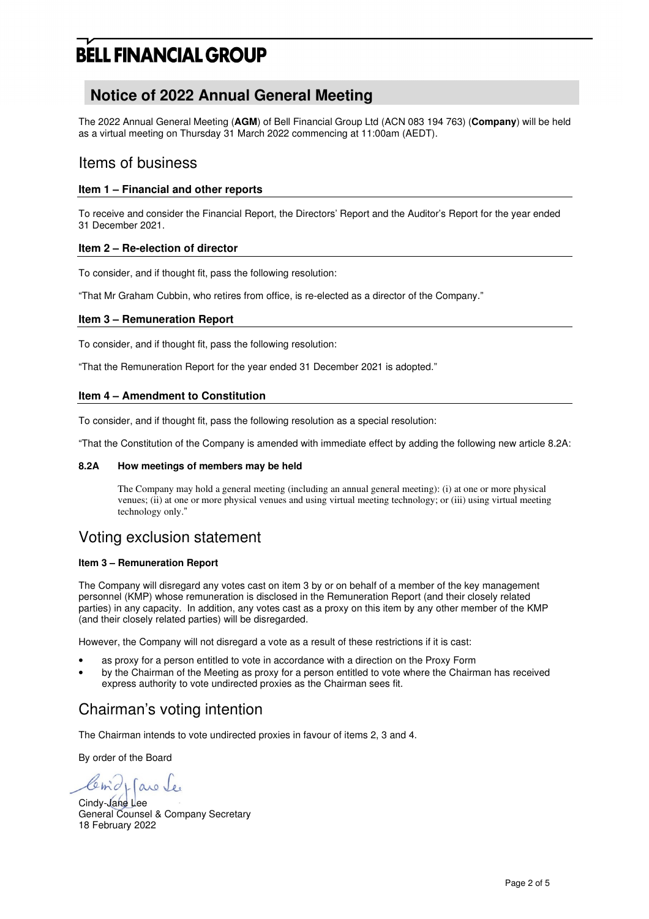# BELL FINANCIAL GROUP

## Notice of 2022 Annual General Meeting

The 2022 Annual General Meeting (**AGM**) of Bell Financial Group Ltd (ACN 083 194 763) (**Company**) will be held as a virtual meeting on Thursday 31 March 2022 commencing at 11:00am (AEDT).

## Items of business

### Item 1 – Financial and other reports

To receive and consider the Financial Report, the Directors' Report and the Auditor's Report for the year ended 31 December 2021.

### Item 2 – Re-election of director

To consider, and if thought fit, pass the following resolution:

"That Mr Graham Cubbin, who retires from office, is re-elected as a director of the Company."

### Item 3 – Remuneration Report

To consider, and if thought fit, pass the following resolution:

"That the Remuneration Report for the year ended 31 December 2021 is adopted."

### Item 4 – Amendment to Constitution

To consider, and if thought fit, pass the following resolution as a special resolution:

"That the Constitution of the Company is amended with immediate effect by adding the following new article 8.2A:

**8.2A How meetings of members may be held**

The Company may hold a general meeting (including an annual general meeting): (i) at one or more physical venues; (ii) at one or more physical venues and using virtual meeting technology; or (iii) using virtual meeting technology only."

## Voting exclusion statement

**Item 3 – Remuneration Report**

The Company will disregard any votes cast on item 3 by or on behalf of a member of the key management personnel (KMP) whose remuneration is disclosed in the Remuneration Report (and their closely related parties) in any capacity. In addition, any votes cast as a proxy on this item by any other member of the KMP (and their closely related parties) will be disregarded.

However, the Company will not disregard a vote as a result of these restrictions if it is cast:

- as proxy for a person entitled to vote in accordance with a direction on the Proxy Form
- by the Chairman of the Meeting as proxy for a person entitled to vote where the Chairman has received express authority to vote undirected proxies as the Chairman sees fit.

## Chairman's voting intention

The Chairman intends to vote undirected proxies in favour of items 2, 3 and 4.

By order of the Board

Cindy-Jane Lee
General Counsel & Company Secretary
18 February 2022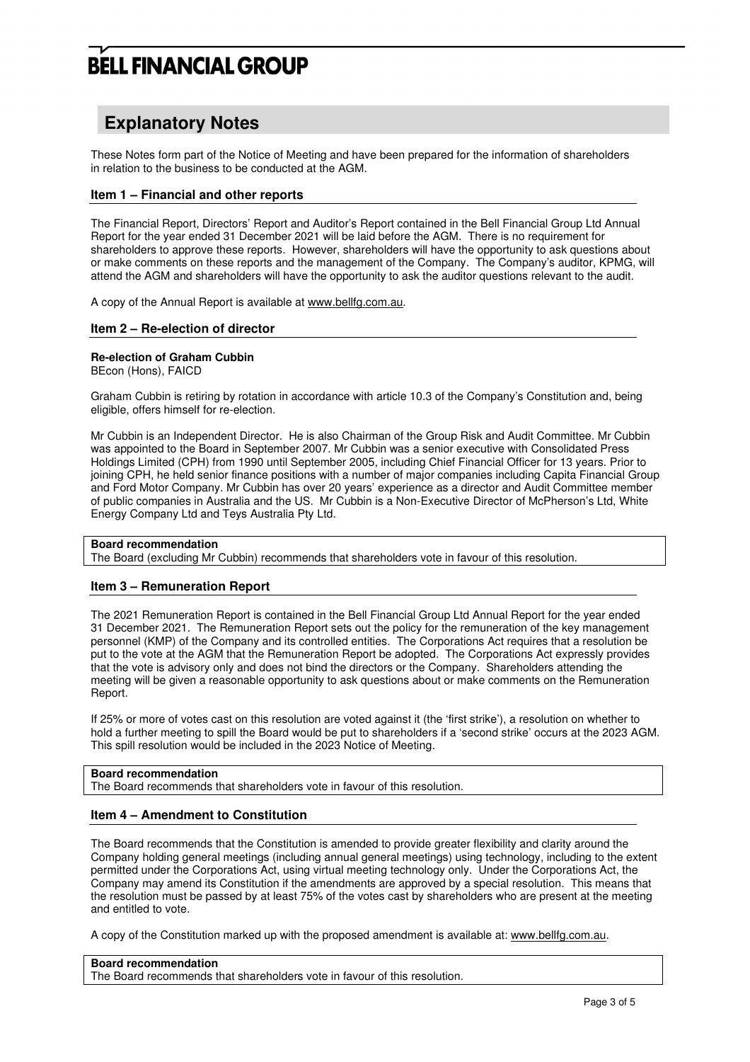# Explanatory Notes

These Notes form part of the Notice of Meeting and have been prepared for the information of shareholders in relation to the business to be conducted at the AGM.

## Item 1 – Financial and other reports

The Financial Report, Directors' Report and Auditor's Report contained in the Bell Financial Group Ltd Annual Report for the year ended 31 December 2021 will be laid before the AGM. There is no requirement for shareholders to approve these reports. However, shareholders will have the opportunity to ask questions about or make comments on these reports and the management of the Company. The Company's auditor, KPMG, will attend the AGM and shareholders will have the opportunity to ask the auditor questions relevant to the audit.

A copy of the Annual Report is available at www.bellfg.com.au.

## Item 2 – Re-election of director

**Re-election of Graham Cubbin**
BEcon (Hons), FAICD

Graham Cubbin is retiring by rotation in accordance with article 10.3 of the Company's Constitution and, being eligible, offers himself for re-election.

Mr Cubbin is an Independent Director. He is also Chairman of the Group Risk and Audit Committee. Mr Cubbin was appointed to the Board in September 2007. Mr Cubbin was a senior executive with Consolidated Press Holdings Limited (CPH) from 1990 until September 2005, including Chief Financial Officer for 13 years. Prior to joining CPH, he held senior finance positions with a number of major companies including Capita Financial Group and Ford Motor Company. Mr Cubbin has over 20 years' experience as a director and Audit Committee member of public companies in Australia and the US. Mr Cubbin is a Non-Executive Director of McPherson's Ltd, White Energy Company Ltd and Teys Australia Pty Ltd.

**Board recommendation**
The Board (excluding Mr Cubbin) recommends that shareholders vote in favour of this resolution.

## Item 3 – Remuneration Report

The 2021 Remuneration Report is contained in the Bell Financial Group Ltd Annual Report for the year ended 31 December 2021. The Remuneration Report sets out the policy for the remuneration of the key management personnel (KMP) of the Company and its controlled entities. The Corporations Act requires that a resolution be put to the vote at the AGM that the Remuneration Report be adopted. The Corporations Act expressly provides that the vote is advisory only and does not bind the directors or the Company. Shareholders attending the meeting will be given a reasonable opportunity to ask questions about or make comments on the Remuneration Report.

If 25% or more of votes cast on this resolution are voted against it (the 'first strike'), a resolution on whether to hold a further meeting to spill the Board would be put to shareholders if a 'second strike' occurs at the 2023 AGM. This spill resolution would be included in the 2023 Notice of Meeting.

**Board recommendation**
The Board recommends that shareholders vote in favour of this resolution.

## Item 4 – Amendment to Constitution

The Board recommends that the Constitution is amended to provide greater flexibility and clarity around the Company holding general meetings (including annual general meetings) using technology, including to the extent permitted under the Corporations Act, using virtual meeting technology only. Under the Corporations Act, the Company may amend its Constitution if the amendments are approved by a special resolution. This means that the resolution must be passed by at least 75% of the votes cast by shareholders who are present at the meeting and entitled to vote.

A copy of the Constitution marked up with the proposed amendment is available at: www.bellfg.com.au.

**Board recommendation**
The Board recommends that shareholders vote in favour of this resolution.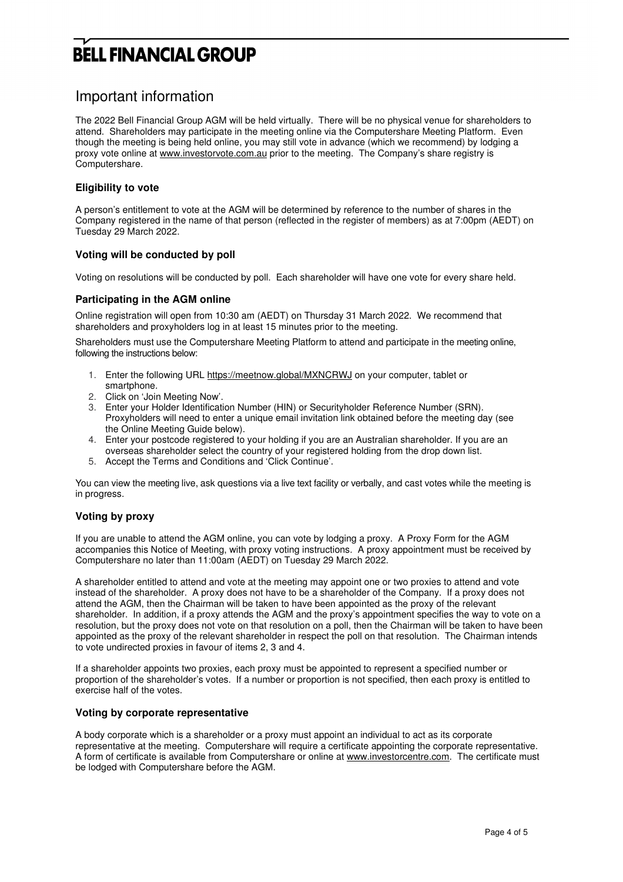# BELL FINANCIAL GROUP

## Important information

The 2022 Bell Financial Group AGM will be held virtually. There will be no physical venue for shareholders to attend. Shareholders may participate in the meeting online via the Computershare Meeting Platform. Even though the meeting is being held online, you may still vote in advance (which we recommend) by lodging a proxy vote online at www.investorvote.com.au prior to the meeting. The Company's share registry is Computershare.

### Eligibility to vote

A person's entitlement to vote at the AGM will be determined by reference to the number of shares in the Company registered in the name of that person (reflected in the register of members) as at 7:00pm (AEDT) on Tuesday 29 March 2022.

### Voting will be conducted by poll

Voting on resolutions will be conducted by poll. Each shareholder will have one vote for every share held.

### Participating in the AGM online

Online registration will open from 10:30 am (AEDT) on Thursday 31 March 2022. We recommend that shareholders and proxyholders log in at least 15 minutes prior to the meeting.

Shareholders must use the Computershare Meeting Platform to attend and participate in the meeting online, following the instructions below:

1. Enter the following URL https://meetnow.global/MXNCRWJ on your computer, tablet or smartphone.
2. Click on 'Join Meeting Now'.
3. Enter your Holder Identification Number (HIN) or Securityholder Reference Number (SRN). Proxyholders will need to enter a unique email invitation link obtained before the meeting day (see the Online Meeting Guide below).
4. Enter your postcode registered to your holding if you are an Australian shareholder. If you are an overseas shareholder select the country of your registered holding from the drop down list.
5. Accept the Terms and Conditions and 'Click Continue'.

You can view the meeting live, ask questions via a live text facility or verbally, and cast votes while the meeting is in progress.

### Voting by proxy

If you are unable to attend the AGM online, you can vote by lodging a proxy. A Proxy Form for the AGM accompanies this Notice of Meeting, with proxy voting instructions. A proxy appointment must be received by Computershare no later than 11:00am (AEDT) on Tuesday 29 March 2022.

A shareholder entitled to attend and vote at the meeting may appoint one or two proxies to attend and vote instead of the shareholder. A proxy does not have to be a shareholder of the Company. If a proxy does not attend the AGM, then the Chairman will be taken to have been appointed as the proxy of the relevant shareholder. In addition, if a proxy attends the AGM and the proxy's appointment specifies the way to vote on a resolution, but the proxy does not vote on that resolution on a poll, then the Chairman will be taken to have been appointed as the proxy of the relevant shareholder in respect the poll on that resolution. The Chairman intends to vote undirected proxies in favour of items 2, 3 and 4.

If a shareholder appoints two proxies, each proxy must be appointed to represent a specified number or proportion of the shareholder's votes. If a number or proportion is not specified, then each proxy is entitled to exercise half of the votes.

### Voting by corporate representative

A body corporate which is a shareholder or a proxy must appoint an individual to act as its corporate representative at the meeting. Computershare will require a certificate appointing the corporate representative. A form of certificate is available from Computershare or online at www.investorcentre.com. The certificate must be lodged with Computershare before the AGM.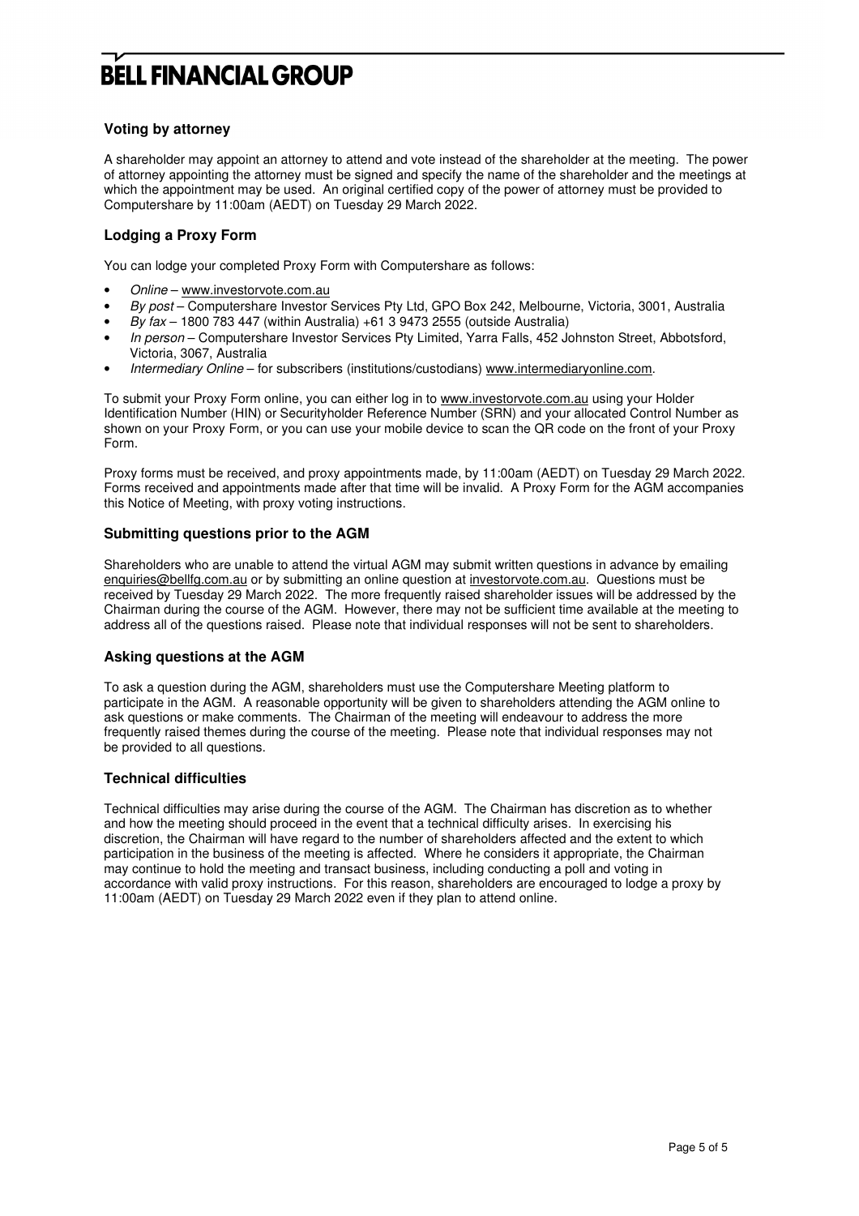### Voting by attorney

A shareholder may appoint an attorney to attend and vote instead of the shareholder at the meeting. The power of attorney appointing the attorney must be signed and specify the name of the shareholder and the meetings at which the appointment may be used. An original certified copy of the power of attorney must be provided to Computershare by 11:00am (AEDT) on Tuesday 29 March 2022.

### Lodging a Proxy Form

You can lodge your completed Proxy Form with Computershare as follows:

- *Online* – www.investorvote.com.au
- *By post* – Computershare Investor Services Pty Ltd, GPO Box 242, Melbourne, Victoria, 3001, Australia
- *By fax* – 1800 783 447 (within Australia) +61 3 9473 2555 (outside Australia)
- *In person* – Computershare Investor Services Pty Limited, Yarra Falls, 452 Johnston Street, Abbotsford, Victoria, 3067, Australia
- *Intermediary Online* – for subscribers (institutions/custodians) www.intermediaryonline.com.

To submit your Proxy Form online, you can either log in to www.investorvote.com.au using your Holder Identification Number (HIN) or Securityholder Reference Number (SRN) and your allocated Control Number as shown on your Proxy Form, or you can use your mobile device to scan the QR code on the front of your Proxy Form.

Proxy forms must be received, and proxy appointments made, by 11:00am (AEDT) on Tuesday 29 March 2022. Forms received and appointments made after that time will be invalid. A Proxy Form for the AGM accompanies this Notice of Meeting, with proxy voting instructions.

### Submitting questions prior to the AGM

Shareholders who are unable to attend the virtual AGM may submit written questions in advance by emailing enquiries@bellfg.com.au or by submitting an online question at investorvote.com.au. Questions must be received by Tuesday 29 March 2022. The more frequently raised shareholder issues will be addressed by the Chairman during the course of the AGM. However, there may not be sufficient time available at the meeting to address all of the questions raised. Please note that individual responses will not be sent to shareholders.

### Asking questions at the AGM

To ask a question during the AGM, shareholders must use the Computershare Meeting platform to participate in the AGM. A reasonable opportunity will be given to shareholders attending the AGM online to ask questions or make comments. The Chairman of the meeting will endeavour to address the more frequently raised themes during the course of the meeting. Please note that individual responses may not be provided to all questions.

### Technical difficulties

Technical difficulties may arise during the course of the AGM. The Chairman has discretion as to whether and how the meeting should proceed in the event that a technical difficulty arises. In exercising his discretion, the Chairman will have regard to the number of shareholders affected and the extent to which participation in the business of the meeting is affected. Where he considers it appropriate, the Chairman may continue to hold the meeting and transact business, including conducting a poll and voting in accordance with valid proxy instructions. For this reason, shareholders are encouraged to lodge a proxy by 11:00am (AEDT) on Tuesday 29 March 2022 even if they plan to attend online.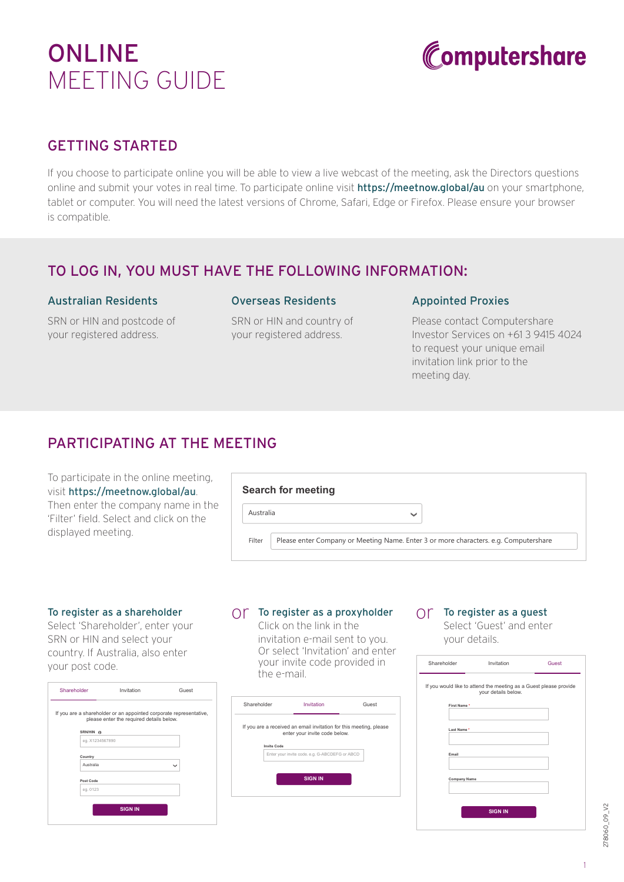# ONLINE MEETING GUIDE

Computershare

## GETTING STARTED

If you choose to participate online you will be able to view a live webcast of the meeting, ask the Directors questions online and submit your votes in real time. To participate online visit **https://meetnow.global/au** on your smartphone, tablet or computer. You will need the latest versions of Chrome, Safari, Edge or Firefox. Please ensure your browser is compatible.

## TO LOG IN, YOU MUST HAVE THE FOLLOWING INFORMATION:

### Australian Residents

SRN or HIN and postcode of your registered address.

### Overseas Residents

SRN or HIN and country of your registered address.

### Appointed Proxies

Please contact Computershare Investor Services on +61 3 9415 4024 to request your unique email invitation link prior to the meeting day.

## PARTICIPATING AT THE MEETING

To participate in the online meeting, visit **https://meetnow.global/au**. Then enter the company name in the 'Filter' field. Select and click on the displayed meeting.

**Search for meeting**

Australia

Filter: Please enter Company or Meeting Name. Enter 3 or more characters. e.g. Computershare

### To register as a shareholder

Select 'Shareholder', enter your SRN or HIN and select your country. If Australia, also enter your post code.

Shareholder | Invitation | Guest

If you are a shareholder or an appointed corporate representative, please enter the required details below.

SRN/HIN: eg. X1234567890

Country: Australia

Post Code: eg. 0123

SIGN IN

or

### To register as a proxyholder

Click on the link in the invitation e-mail sent to you. Or select 'Invitation' and enter your invite code provided in the e-mail.

Shareholder | Invitation | Guest

If you are a received an email invitation for this meeting, please enter your invite code below.

Invite Code: Enter your invite code. e.g. G-ABCDEFG or ABCD

SIGN IN

or

### To register as a guest

Select 'Guest' and enter your details.

Shareholder | Invitation | Guest

If you would like to attend the meeting as a Guest please provide your details below.

First Name *

Last Name *

Email

Company Name

SIGN IN

278060_09_V2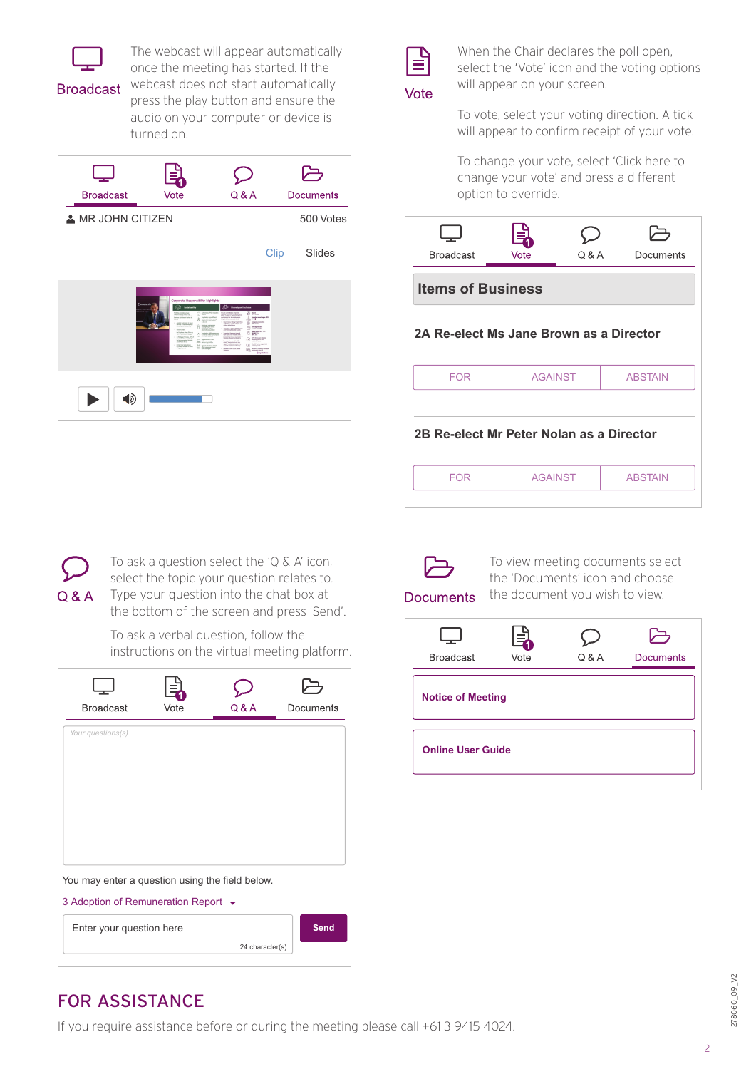## Broadcast

The webcast will appear automatically once the meeting has started. If the webcast does not start automatically press the play button and ensure the audio on your computer or device is turned on.

Broadcast | Vote | Q & A | Documents

MR JOHN CITIZEN — 500 Votes

Clip | Slides

## Vote

When the Chair declares the poll open, select the 'Vote' icon and the voting options will appear on your screen.

To vote, select your voting direction. A tick will appear to confirm receipt of your vote.

To change your vote, select 'Click here to change your vote' and press a different option to override.

Broadcast | Vote | Q & A | Documents

**Items of Business**

**2A Re-elect Ms Jane Brown as a Director**

| FOR | AGAINST | ABSTAIN |
|---|---|---|

**2B Re-elect Mr Peter Nolan as a Director**

| FOR | AGAINST | ABSTAIN |
|---|---|---|

## Q & A

To ask a question select the 'Q & A' icon, select the topic your question relates to. Type your question into the chat box at the bottom of the screen and press 'Send'.

To ask a verbal question, follow the instructions on the virtual meeting platform.

Broadcast | Vote | Q & A | Documents

*Your questions(s)*

You may enter a question using the field below.

3 Adoption of Remuneration Report

Enter your question here — 24 character(s) — **Send**

## Documents

To view meeting documents select the 'Documents' icon and choose the document you wish to view.

Broadcast | Vote | Q & A | Documents

**Notice of Meeting**

**Online User Guide**

## FOR ASSISTANCE

If you require assistance before or during the meeting please call +61 3 9415 4024.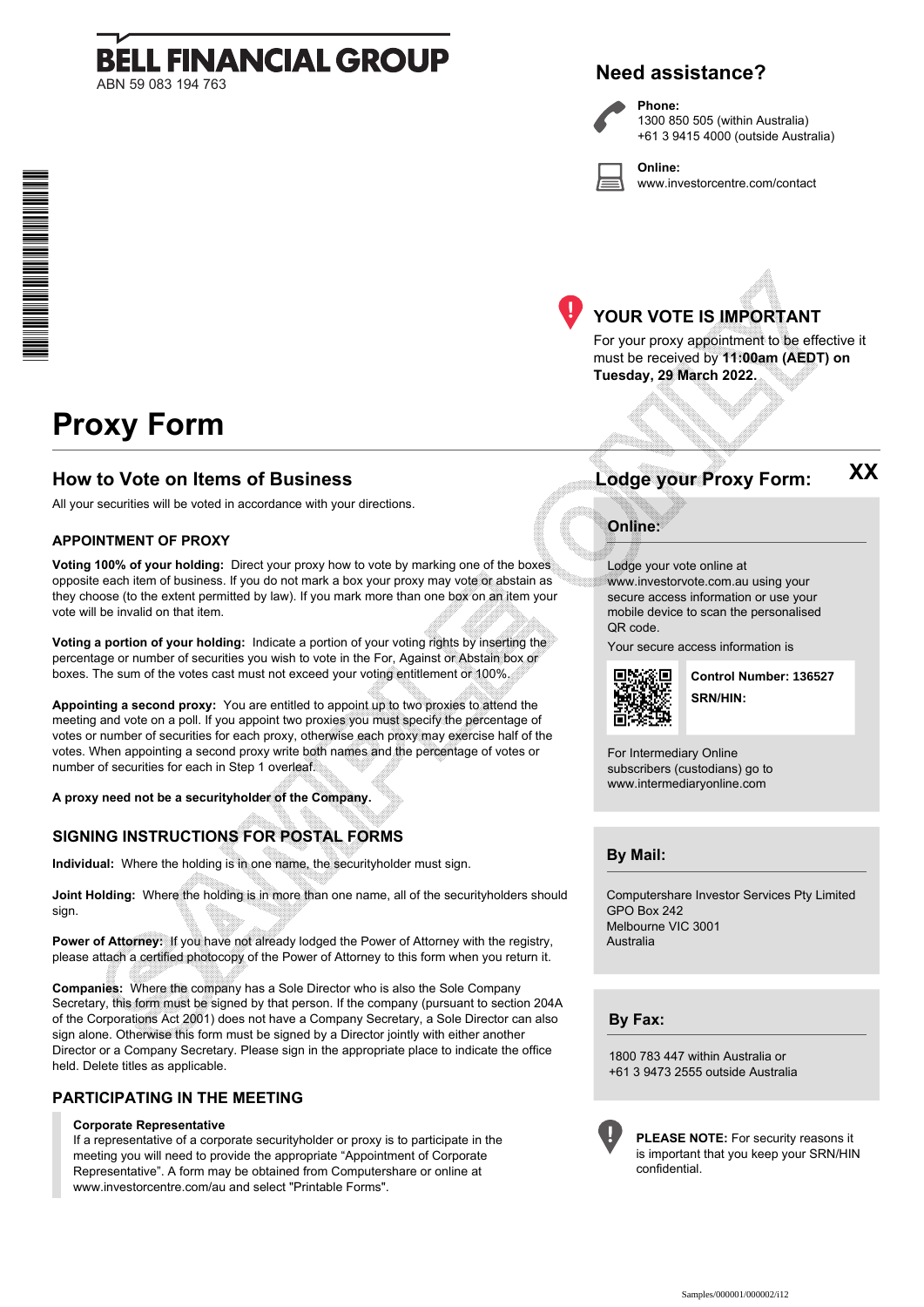# BELL FINANCIAL GROUP

ABN 59 083 194 763

## Need assistance?

**Phone:**
1300 850 505 (within Australia)
+61 3 9415 4000 (outside Australia)

**Online:**
www.investorcentre.com/contact

## YOUR VOTE IS IMPORTANT

For your proxy appointment to be effective it must be received by **11:00am (AEDT) on Tuesday, 29 March 2022.**

# Proxy Form

## How to Vote on Items of Business

All your securities will be voted in accordance with your directions.

### APPOINTMENT OF PROXY

**Voting 100% of your holding:** Direct your proxy how to vote by marking one of the boxes opposite each item of business. If you do not mark a box your proxy may vote or abstain as they choose (to the extent permitted by law). If you mark more than one box on an item your vote will be invalid on that item.

**Voting a portion of your holding:** Indicate a portion of your voting rights by inserting the percentage or number of securities you wish to vote in the For, Against or Abstain box or boxes. The sum of the votes cast must not exceed your voting entitlement or 100%.

**Appointing a second proxy:** You are entitled to appoint up to two proxies to attend the meeting and vote on a poll. If you appoint two proxies you must specify the percentage of votes or number of securities for each proxy, otherwise each proxy may exercise half of the votes. When appointing a second proxy write both names and the percentage of votes or number of securities for each in Step 1 overleaf.

**A proxy need not be a securityholder of the Company.**

### SIGNING INSTRUCTIONS FOR POSTAL FORMS

**Individual:** Where the holding is in one name, the securityholder must sign.

**Joint Holding:** Where the holding is in more than one name, all of the securityholders should sign.

**Power of Attorney:** If you have not already lodged the Power of Attorney with the registry, please attach a certified photocopy of the Power of Attorney to this form when you return it.

**Companies:** Where the company has a Sole Director who is also the Sole Company Secretary, this form must be signed by that person. If the company (pursuant to section 204A of the Corporations Act 2001) does not have a Company Secretary, a Sole Director can also sign alone. Otherwise this form must be signed by a Director jointly with either another Director or a Company Secretary. Please sign in the appropriate place to indicate the office held. Delete titles as applicable.

### PARTICIPATING IN THE MEETING

**Corporate Representative**
If a representative of a corporate securityholder or proxy is to participate in the meeting you will need to provide the appropriate "Appointment of Corporate Representative". A form may be obtained from Computershare or online at www.investorcentre.com/au and select "Printable Forms".

## Lodge your Proxy Form: XX

### Online:

Lodge your vote online at www.investorvote.com.au using your secure access information or use your mobile device to scan the personalised QR code.

Your secure access information is

**Control Number: 136527**

**SRN/HIN:**

For Intermediary Online subscribers (custodians) go to www.intermediaryonline.com

### By Mail:

Computershare Investor Services Pty Limited
GPO Box 242
Melbourne VIC 3001
Australia

### By Fax:

1800 783 447 within Australia or
+61 3 9473 2555 outside Australia

**PLEASE NOTE:** For security reasons it is important that you keep your SRN/HIN confidential.

Samples/000001/000002/i12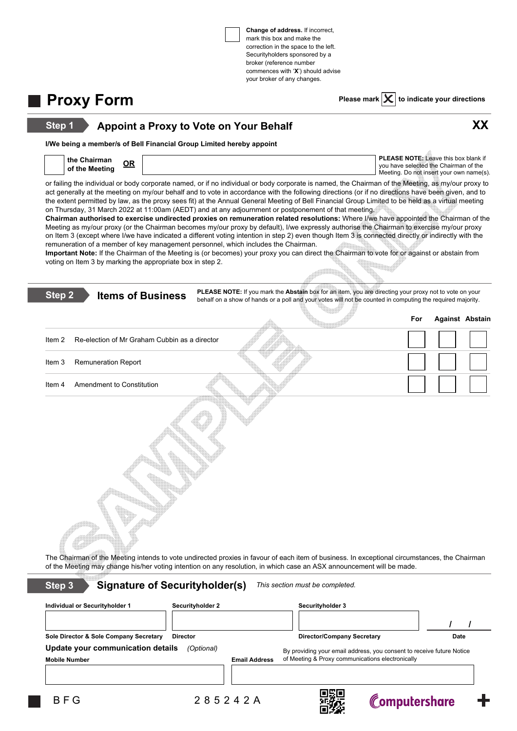Change of address. If incorrect, mark this box and make the correction in the space to the left. Securityholders sponsored by a broker (reference number commences with 'X') should advise your broker of any changes.

# Proxy Form

Please mark ☒ to indicate your directions

## Step 1 Appoint a Proxy to Vote on Your Behalf

XX

**I/We being a member/s of Bell Financial Group Limited hereby appoint**

☐ **the Chairman of the Meeting** **OR** ______

**PLEASE NOTE:** Leave this box blank if you have selected the Chairman of the Meeting. Do not insert your own name(s).

or failing the individual or body corporate named, or if no individual or body corporate is named, the Chairman of the Meeting, as my/our proxy to act generally at the meeting on my/our behalf and to vote in accordance with the following directions (or if no directions have been given, and to the extent permitted by law, as the proxy sees fit) at the Annual General Meeting of Bell Financial Group Limited to be held as a virtual meeting on Thursday, 31 March 2022 at 11:00am (AEDT) and at any adjournment or postponement of that meeting.

**Chairman authorised to exercise undirected proxies on remuneration related resolutions:** Where I/we have appointed the Chairman of the Meeting as my/our proxy (or the Chairman becomes my/our proxy by default), I/we expressly authorise the Chairman to exercise my/our proxy on Item 3 (except where I/we have indicated a different voting intention in step 2) even though Item 3 is connected directly or indirectly with the remuneration of a member of key management personnel, which includes the Chairman.

**Important Note:** If the Chairman of the Meeting is (or becomes) your proxy you can direct the Chairman to vote for or against or abstain from voting on Item 3 by marking the appropriate box in step 2.

## Step 2 Items of Business

**PLEASE NOTE:** If you mark the **Abstain** box for an item, you are directing your proxy not to vote on your behalf on a show of hands or a poll and your votes will not be counted in computing the required majority.

| | | For | Against | Abstain |
|---|---|---|---|---|
| Item 2 | Re-election of Mr Graham Cubbin as a director | ☐ | ☐ | ☐ |
| Item 3 | Remuneration Report | ☐ | ☐ | ☐ |
| Item 4 | Amendment to Constitution | ☐ | ☐ | ☐ |

The Chairman of the Meeting intends to vote undirected proxies in favour of each item of business. In exceptional circumstances, the Chairman of the Meeting may change his/her voting intention on any resolution, in which case an ASX announcement will be made.

## Step 3 Signature of Securityholder(s)

*This section must be completed.*

| Individual or Securityholder 1 | Securityholder 2 | Securityholder 3 | |
|---|---|---|---|
| | | | / / |
| Sole Director & Sole Company Secretary | Director | Director/Company Secretary | Date |

**Update your communication details** *(Optional)*

By providing your email address, you consent to receive future Notice of Meeting & Proxy communications electronically

| Mobile Number | Email Address |
|---|---|
| | |

BFG 285242A

Computershare